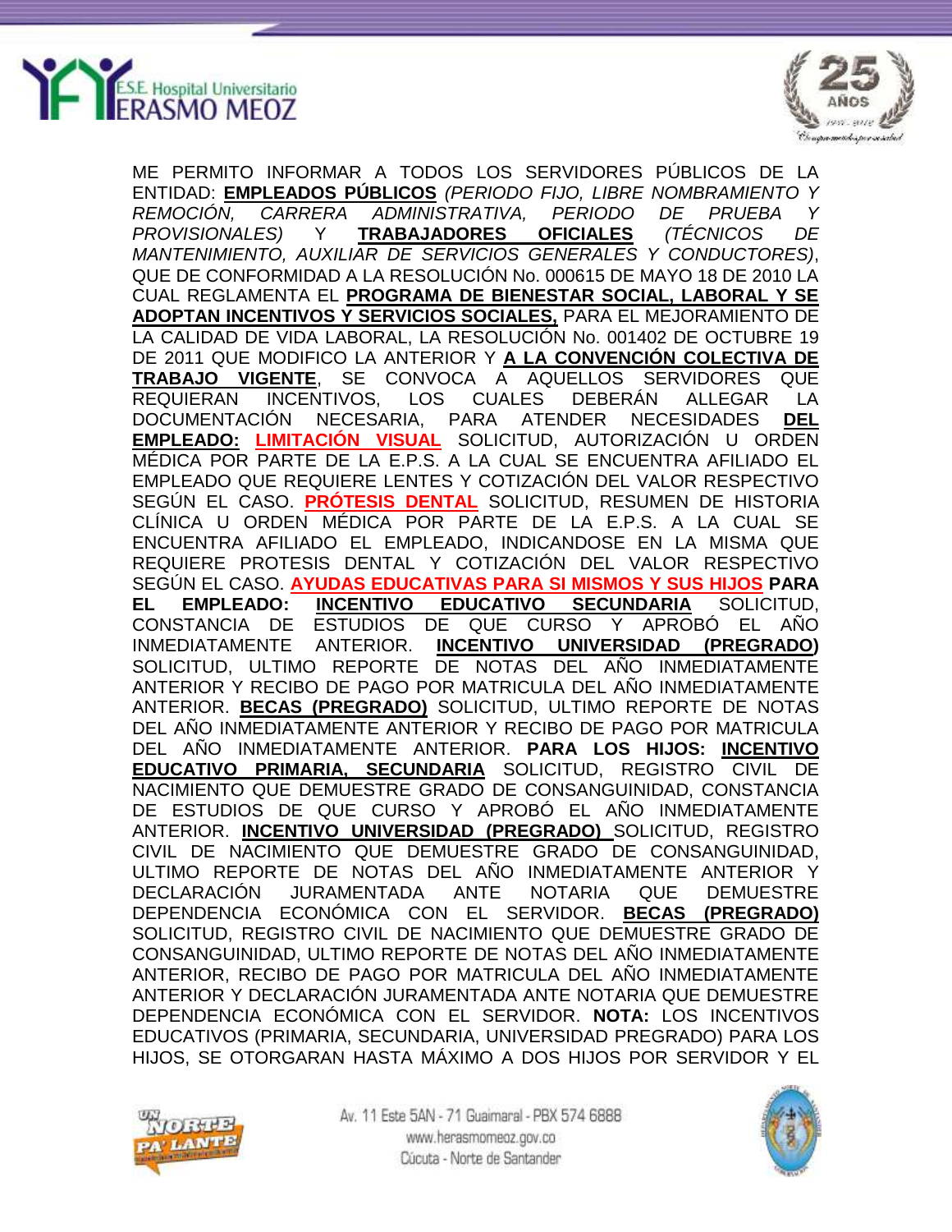ME PERMITO INFORMAR A TODOS LOS SERVIDORES PÚBLICOS DE LA ENTIDAD: **EMPLEADOS PÚBLICOS** *(PERIODO FIJO, LIBRE NOMBRAMIENTO Y REMOCIÓN, CARRERA ADMINISTRATIVA, PERIODO DE PRUEBA Y PROVISIONALES)* Y **TRABAJADORES OFICIALES** *(TÉCNICOS DE MANTENIMIENTO, AUXILIAR DE SERVICIOS GENERALES Y CONDUCTORES)*, QUE DE CONFORMIDAD A LA RESOLUCIÓN No. 000615 DE MAYO 18 DE 2010 LA CUAL REGLAMENTA EL **PROGRAMA DE BIENESTAR SOCIAL, LABORAL Y SE ADOPTAN INCENTIVOS Y SERVICIOS SOCIALES,** PARA EL MEJORAMIENTO DE LA CALIDAD DE VIDA LABORAL, LA RESOLUCIÓN No. 001402 DE OCTUBRE 19 DE 2011 QUE MODIFICO LA ANTERIOR Y **A LA CONVENCIÓN COLECTIVA DE TRABAJO VIGENTE**, SE CONVOCA A AQUELLOS SERVIDORES QUE REQUIERAN INCENTIVOS, LOS CUALES DEBERÁN ALLEGAR LA DOCUMENTACIÓN NECESARIA, PARA ATENDER NECESIDADES **DEL EMPLEADO:** **LIMITACIÓN VISUAL** SOLICITUD, AUTORIZACIÓN U ORDEN MÉDICA POR PARTE DE LA E.P.S. A LA CUAL SE ENCUENTRA AFILIADO EL EMPLEADO QUE REQUIERE LENTES Y COTIZACIÓN DEL VALOR RESPECTIVO SEGÚN EL CASO. **PRÓTESIS DENTAL** SOLICITUD, RESUMEN DE HISTORIA CLÍNICA U ORDEN MÉDICA POR PARTE DE LA E.P.S. A LA CUAL SE ENCUENTRA AFILIADO EL EMPLEADO, INDICANDOSE EN LA MISMA QUE REQUIERE PROTESIS DENTAL Y COTIZACIÓN DEL VALOR RESPECTIVO SEGÚN EL CASO. **AYUDAS EDUCATIVAS PARA SI MISMOS Y SUS HIJOS** **PARA EL EMPLEADO:** **INCENTIVO EDUCATIVO SECUNDARIA** SOLICITUD, CONSTANCIA DE ESTUDIOS DE QUE CURSO Y APROBÓ EL AÑO INMEDIATAMENTE ANTERIOR. **INCENTIVO UNIVERSIDAD (PREGRADO)** SOLICITUD, ULTIMO REPORTE DE NOTAS DEL AÑO INMEDIATAMENTE ANTERIOR Y RECIBO DE PAGO POR MATRICULA DEL AÑO INMEDIATAMENTE ANTERIOR. **BECAS (PREGRADO)** SOLICITUD, ULTIMO REPORTE DE NOTAS DEL AÑO INMEDIATAMENTE ANTERIOR Y RECIBO DE PAGO POR MATRICULA DEL AÑO INMEDIATAMENTE ANTERIOR. **PARA LOS HIJOS:** **INCENTIVO EDUCATIVO PRIMARIA, SECUNDARIA** SOLICITUD, REGISTRO CIVIL DE NACIMIENTO QUE DEMUESTRE GRADO DE CONSANGUINIDAD, CONSTANCIA DE ESTUDIOS DE QUE CURSO Y APROBÓ EL AÑO INMEDIATAMENTE ANTERIOR. **INCENTIVO UNIVERSIDAD (PREGRADO)** SOLICITUD, REGISTRO CIVIL DE NACIMIENTO QUE DEMUESTRE GRADO DE CONSANGUINIDAD, ULTIMO REPORTE DE NOTAS DEL AÑO INMEDIATAMENTE ANTERIOR Y DECLARACIÓN JURAMENTADA ANTE NOTARIA QUE DEMUESTRE DEPENDENCIA ECONÓMICA CON EL SERVIDOR. **BECAS (PREGRADO)** SOLICITUD, REGISTRO CIVIL DE NACIMIENTO QUE DEMUESTRE GRADO DE CONSANGUINIDAD, ULTIMO REPORTE DE NOTAS DEL AÑO INMEDIATAMENTE ANTERIOR, RECIBO DE PAGO POR MATRICULA DEL AÑO INMEDIATAMENTE ANTERIOR Y DECLARACIÓN JURAMENTADA ANTE NOTARIA QUE DEMUESTRE DEPENDENCIA ECONÓMICA CON EL SERVIDOR. **NOTA:** LOS INCENTIVOS EDUCATIVOS (PRIMARIA, SECUNDARIA, UNIVERSIDAD PREGRADO) PARA LOS HIJOS, SE OTORGARAN HASTA MÁXIMO A DOS HIJOS POR SERVIDOR Y EL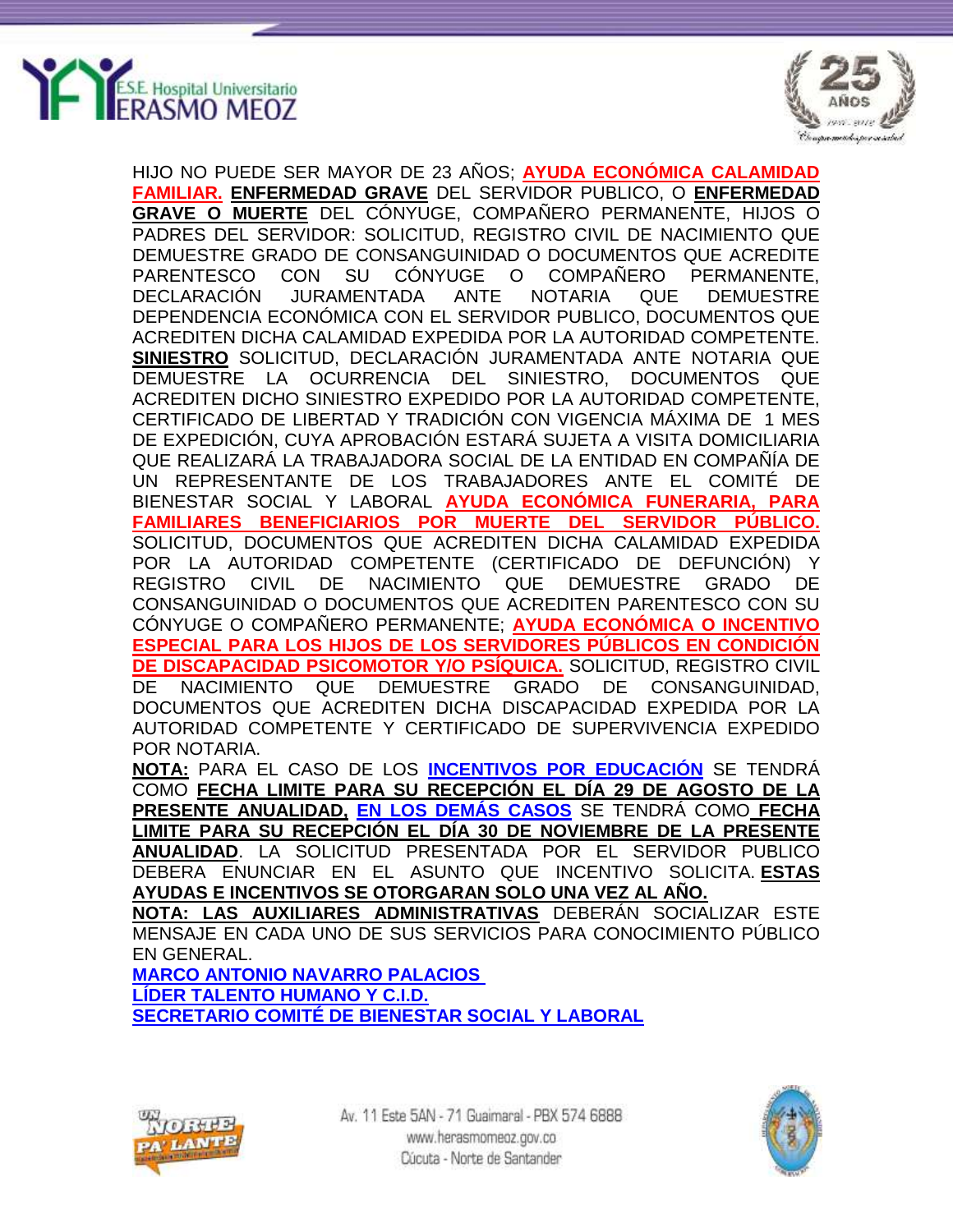HIJO NO PUEDE SER MAYOR DE 23 AÑOS; **AYUDA ECONÓMICA CALAMIDAD FAMILIAR.** **ENFERMEDAD GRAVE** DEL SERVIDOR PUBLICO, O **ENFERMEDAD GRAVE O MUERTE** DEL CÓNYUGE, COMPAÑERO PERMANENTE, HIJOS O PADRES DEL SERVIDOR: SOLICITUD, REGISTRO CIVIL DE NACIMIENTO QUE DEMUESTRE GRADO DE CONSANGUINIDAD O DOCUMENTOS QUE ACREDITE PARENTESCO CON SU CÓNYUGE O COMPAÑERO PERMANENTE, DECLARACIÓN JURAMENTADA ANTE NOTARIA QUE DEMUESTRE DEPENDENCIA ECONÓMICA CON EL SERVIDOR PUBLICO, DOCUMENTOS QUE ACREDITEN DICHA CALAMIDAD EXPEDIDA POR LA AUTORIDAD COMPETENTE. **SINIESTRO** SOLICITUD, DECLARACIÓN JURAMENTADA ANTE NOTARIA QUE DEMUESTRE LA OCURRENCIA DEL SINIESTRO, DOCUMENTOS QUE ACREDITEN DICHO SINIESTRO EXPEDIDO POR LA AUTORIDAD COMPETENTE, CERTIFICADO DE LIBERTAD Y TRADICIÓN CON VIGENCIA MÁXIMA DE 1 MES DE EXPEDICIÓN, CUYA APROBACIÓN ESTARÁ SUJETA A VISITA DOMICILIARIA QUE REALIZARÁ LA TRABAJADORA SOCIAL DE LA ENTIDAD EN COMPAÑÍA DE UN REPRESENTANTE DE LOS TRABAJADORES ANTE EL COMITÉ DE BIENESTAR SOCIAL Y LABORAL **AYUDA ECONÓMICA FUNERARIA, PARA FAMILIARES BENEFICIARIOS POR MUERTE DEL SERVIDOR PÚBLICO.** SOLICITUD, DOCUMENTOS QUE ACREDITEN DICHA CALAMIDAD EXPEDIDA POR LA AUTORIDAD COMPETENTE (CERTIFICADO DE DEFUNCIÓN) Y REGISTRO CIVIL DE NACIMIENTO QUE DEMUESTRE GRADO DE CONSANGUINIDAD O DOCUMENTOS QUE ACREDITEN PARENTESCO CON SU CÓNYUGE O COMPAÑERO PERMANENTE; **AYUDA ECONÓMICA O INCENTIVO ESPECIAL PARA LOS HIJOS DE LOS SERVIDORES PÚBLICOS EN CONDICIÓN DE DISCAPACIDAD PSICOMOTOR Y/O PSÍQUICA.** SOLICITUD, REGISTRO CIVIL DE NACIMIENTO QUE DEMUESTRE GRADO DE CONSANGUINIDAD, DOCUMENTOS QUE ACREDITEN DICHA DISCAPACIDAD EXPEDIDA POR LA AUTORIDAD COMPETENTE Y CERTIFICADO DE SUPERVIVENCIA EXPEDIDO POR NOTARIA.

**NOTA:** PARA EL CASO DE LOS **INCENTIVOS POR EDUCACIÓN** SE TENDRÁ COMO **FECHA LIMITE PARA SU RECEPCIÓN EL DÍA 29 DE AGOSTO DE LA PRESENTE ANUALIDAD,** **EN LOS DEMÁS CASOS** SE TENDRÁ COMO **FECHA LIMITE PARA SU RECEPCIÓN EL DÍA 30 DE NOVIEMBRE DE LA PRESENTE ANUALIDAD**. LA SOLICITUD PRESENTADA POR EL SERVIDOR PUBLICO DEBERA ENUNCIAR EN EL ASUNTO QUE INCENTIVO SOLICITA. **ESTAS AYUDAS E INCENTIVOS SE OTORGARAN SOLO UNA VEZ AL AÑO.**

**NOTA: LAS AUXILIARES ADMINISTRATIVAS** DEBERÁN SOCIALIZAR ESTE MENSAJE EN CADA UNO DE SUS SERVICIOS PARA CONOCIMIENTO PÚBLICO EN GENERAL.

**MARCO ANTONIO NAVARRO PALACIOS**
**LÍDER TALENTO HUMANO Y C.I.D.**
**SECRETARIO COMITÉ DE BIENESTAR SOCIAL Y LABORAL**